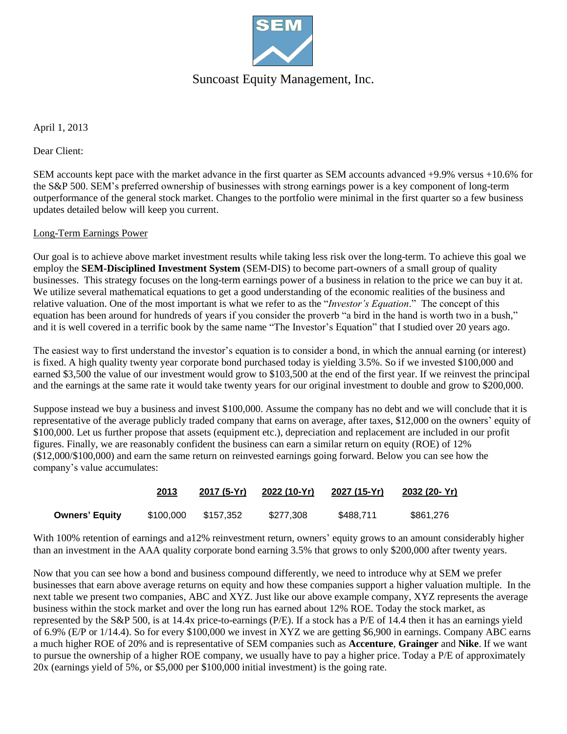# Suncoast Equity Management, Inc.

April 1, 2013

Dear Client:

SEM accounts kept pace with the market advance in the first quarter as SEM accounts advanced +9.9% versus +10.6% for the S&P 500. SEM's preferred ownership of businesses with strong earnings power is a key component of long-term outperformance of the general stock market. Changes to the portfolio were minimal in the first quarter so a few business updates detailed below will keep you current.

## Long-Term Earnings Power

Our goal is to achieve above market investment results while taking less risk over the long-term. To achieve this goal we employ the **SEM-Disciplined Investment System** (SEM-DIS) to become part-owners of a small group of quality businesses. This strategy focuses on the long-term earnings power of a business in relation to the price we can buy it at. We utilize several mathematical equations to get a good understanding of the economic realities of the business and relative valuation. One of the most important is what we refer to as the "*Investor's Equation*." The concept of this equation has been around for hundreds of years if you consider the proverb "a bird in the hand is worth two in a bush," and it is well covered in a terrific book by the same name "The Investor's Equation" that I studied over 20 years ago.

The easiest way to first understand the investor's equation is to consider a bond, in which the annual earning (or interest) is fixed. A high quality twenty year corporate bond purchased today is yielding 3.5%. So if we invested $100,000 and earned $3,500 the value of our investment would grow to $103,500 at the end of the first year. If we reinvest the principal and the earnings at the same rate it would take twenty years for our original investment to double and grow to $200,000.

Suppose instead we buy a business and invest $100,000. Assume the company has no debt and we will conclude that it is representative of the average publicly traded company that earns on average, after taxes, $12,000 on the owners' equity of $100,000. Let us further propose that assets (equipment etc.), depreciation and replacement are included in our profit figures. Finally, we are reasonably confident the business can earn a similar return on equity (ROE) of 12% ($12,000/$100,000) and earn the same return on reinvested earnings going forward. Below you can see how the company's value accumulates:

| | 2013 | 2017 (5-Yr) | 2022 (10-Yr) | 2027 (15-Yr) | 2032 (20- Yr) |
|---|---|---|---|---|---|
| **Owners' Equity** | $100,000 | $157,352 | $277,308 | $488,711 | $861,276 |

With 100% retention of earnings and a12% reinvestment return, owners' equity grows to an amount considerably higher than an investment in the AAA quality corporate bond earning 3.5% that grows to only $200,000 after twenty years.

Now that you can see how a bond and business compound differently, we need to introduce why at SEM we prefer businesses that earn above average returns on equity and how these companies support a higher valuation multiple. In the next table we present two companies, ABC and XYZ. Just like our above example company, XYZ represents the average business within the stock market and over the long run has earned about 12% ROE. Today the stock market, as represented by the S&P 500, is at 14.4x price-to-earnings (P/E). If a stock has a P/E of 14.4 then it has an earnings yield of 6.9% (E/P or 1/14.4). So for every $100,000 we invest in XYZ we are getting $6,900 in earnings. Company ABC earns a much higher ROE of 20% and is representative of SEM companies such as **Accenture**, **Grainger** and **Nike**. If we want to pursue the ownership of a higher ROE company, we usually have to pay a higher price. Today a P/E of approximately 20x (earnings yield of 5%, or $5,000 per $100,000 initial investment) is the going rate.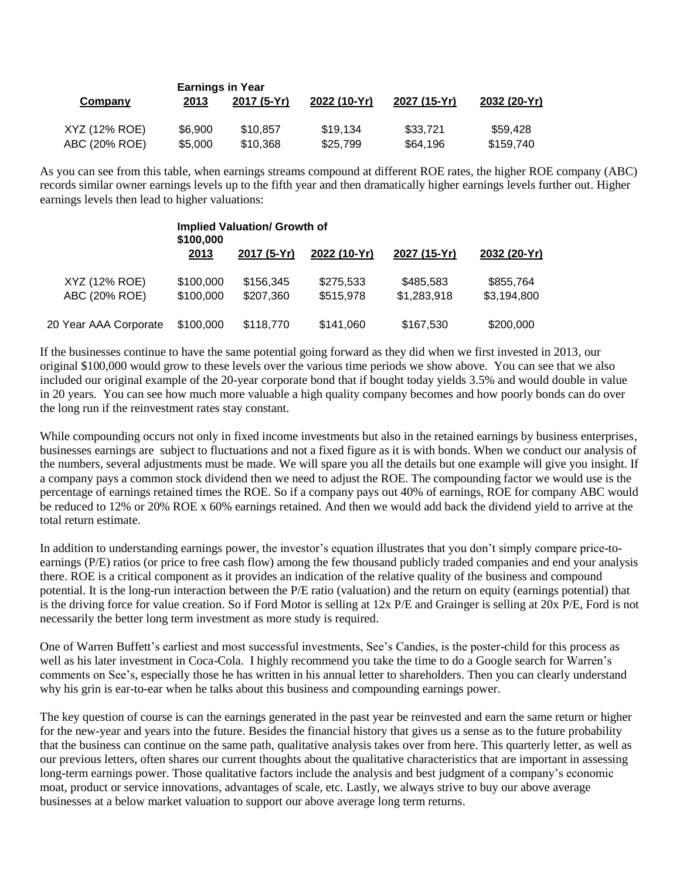| Company | Earnings in Year 2013 | 2017 (5-Yr) | 2022 (10-Yr) | 2027 (15-Yr) | 2032 (20-Yr) |
|---|---|---|---|---|---|
| XYZ (12% ROE) | $6,900 | $10,857 | $19,134 | $33,721 | $59,428 |
| ABC (20% ROE) | $5,000 | $10,368 | $25,799 | $64,196 | $159,740 |

As you can see from this table, when earnings streams compound at different ROE rates, the higher ROE company (ABC) records similar owner earnings levels up to the fifth year and then dramatically higher earnings levels further out. Higher earnings levels then lead to higher valuations:

| | Implied Valuation/ Growth of $100,000 2013 | 2017 (5-Yr) | 2022 (10-Yr) | 2027 (15-Yr) | 2032 (20-Yr) |
|---|---|---|---|---|---|
| XYZ (12% ROE) | $100,000 | $156,345 | $275,533 | $485,583 | $855,764 |
| ABC (20% ROE) | $100,000 | $207,360 | $515,978 | $1,283,918 | $3,194,800 |
| 20 Year AAA Corporate | $100,000 | $118,770 | $141,060 | $167,530 | $200,000 |

If the businesses continue to have the same potential going forward as they did when we first invested in 2013, our original $100,000 would grow to these levels over the various time periods we show above. You can see that we also included our original example of the 20-year corporate bond that if bought today yields 3.5% and would double in value in 20 years. You can see how much more valuable a high quality company becomes and how poorly bonds can do over the long run if the reinvestment rates stay constant.

While compounding occurs not only in fixed income investments but also in the retained earnings by business enterprises, businesses earnings are subject to fluctuations and not a fixed figure as it is with bonds. When we conduct our analysis of the numbers, several adjustments must be made. We will spare you all the details but one example will give you insight. If a company pays a common stock dividend then we need to adjust the ROE. The compounding factor we would use is the percentage of earnings retained times the ROE. So if a company pays out 40% of earnings, ROE for company ABC would be reduced to 12% or 20% ROE x 60% earnings retained. And then we would add back the dividend yield to arrive at the total return estimate.

In addition to understanding earnings power, the investor's equation illustrates that you don't simply compare price-to-earnings (P/E) ratios (or price to free cash flow) among the few thousand publicly traded companies and end your analysis there. ROE is a critical component as it provides an indication of the relative quality of the business and compound potential. It is the long-run interaction between the P/E ratio (valuation) and the return on equity (earnings potential) that is the driving force for value creation. So if Ford Motor is selling at 12x P/E and Grainger is selling at 20x P/E, Ford is not necessarily the better long term investment as more study is required.

One of Warren Buffett's earliest and most successful investments, See's Candies, is the poster-child for this process as well as his later investment in Coca-Cola. I highly recommend you take the time to do a Google search for Warren's comments on See's, especially those he has written in his annual letter to shareholders. Then you can clearly understand why his grin is ear-to-ear when he talks about this business and compounding earnings power.

The key question of course is can the earnings generated in the past year be reinvested and earn the same return or higher for the new-year and years into the future. Besides the financial history that gives us a sense as to the future probability that the business can continue on the same path, qualitative analysis takes over from here. This quarterly letter, as well as our previous letters, often shares our current thoughts about the qualitative characteristics that are important in assessing long-term earnings power. Those qualitative factors include the analysis and best judgment of a company's economic moat, product or service innovations, advantages of scale, etc. Lastly, we always strive to buy our above average businesses at a below market valuation to support our above average long term returns.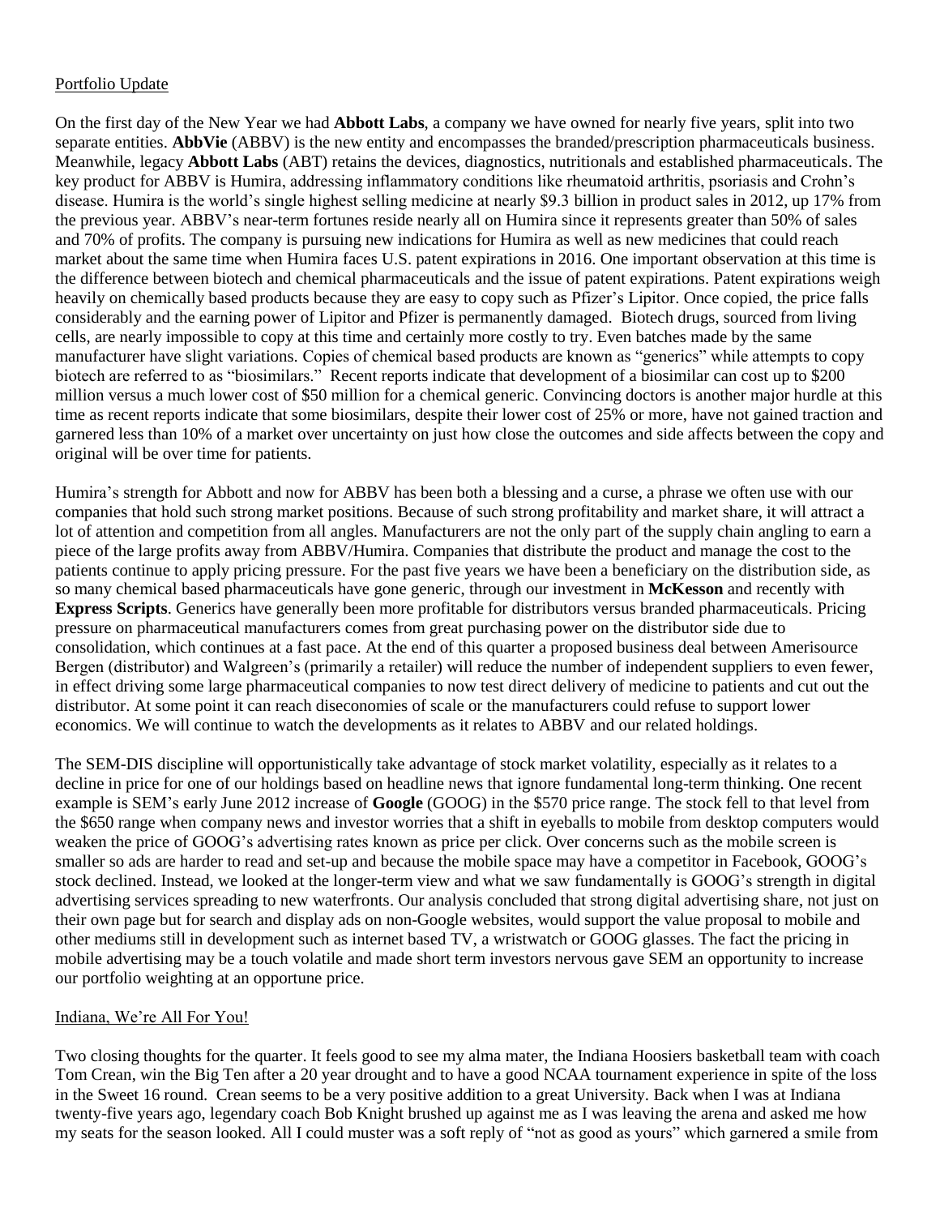## Portfolio Update

On the first day of the New Year we had **Abbott Labs**, a company we have owned for nearly five years, split into two separate entities. **AbbVie** (ABBV) is the new entity and encompasses the branded/prescription pharmaceuticals business. Meanwhile, legacy **Abbott Labs** (ABT) retains the devices, diagnostics, nutritionals and established pharmaceuticals. The key product for ABBV is Humira, addressing inflammatory conditions like rheumatoid arthritis, psoriasis and Crohn's disease. Humira is the world's single highest selling medicine at nearly $9.3 billion in product sales in 2012, up 17% from the previous year. ABBV's near-term fortunes reside nearly all on Humira since it represents greater than 50% of sales and 70% of profits. The company is pursuing new indications for Humira as well as new medicines that could reach market about the same time when Humira faces U.S. patent expirations in 2016. One important observation at this time is the difference between biotech and chemical pharmaceuticals and the issue of patent expirations. Patent expirations weigh heavily on chemically based products because they are easy to copy such as Pfizer's Lipitor. Once copied, the price falls considerably and the earning power of Lipitor and Pfizer is permanently damaged. Biotech drugs, sourced from living cells, are nearly impossible to copy at this time and certainly more costly to try. Even batches made by the same manufacturer have slight variations. Copies of chemical based products are known as "generics" while attempts to copy biotech are referred to as "biosimilars." Recent reports indicate that development of a biosimilar can cost up to $200 million versus a much lower cost of $50 million for a chemical generic. Convincing doctors is another major hurdle at this time as recent reports indicate that some biosimilars, despite their lower cost of 25% or more, have not gained traction and garnered less than 10% of a market over uncertainty on just how close the outcomes and side affects between the copy and original will be over time for patients.

Humira's strength for Abbott and now for ABBV has been both a blessing and a curse, a phrase we often use with our companies that hold such strong market positions. Because of such strong profitability and market share, it will attract a lot of attention and competition from all angles. Manufacturers are not the only part of the supply chain angling to earn a piece of the large profits away from ABBV/Humira. Companies that distribute the product and manage the cost to the patients continue to apply pricing pressure. For the past five years we have been a beneficiary on the distribution side, as so many chemical based pharmaceuticals have gone generic, through our investment in **McKesson** and recently with **Express Scripts**. Generics have generally been more profitable for distributors versus branded pharmaceuticals. Pricing pressure on pharmaceutical manufacturers comes from great purchasing power on the distributor side due to consolidation, which continues at a fast pace. At the end of this quarter a proposed business deal between Amerisource Bergen (distributor) and Walgreen's (primarily a retailer) will reduce the number of independent suppliers to even fewer, in effect driving some large pharmaceutical companies to now test direct delivery of medicine to patients and cut out the distributor. At some point it can reach diseconomies of scale or the manufacturers could refuse to support lower economics. We will continue to watch the developments as it relates to ABBV and our related holdings.

The SEM-DIS discipline will opportunistically take advantage of stock market volatility, especially as it relates to a decline in price for one of our holdings based on headline news that ignore fundamental long-term thinking. One recent example is SEM's early June 2012 increase of **Google** (GOOG) in the $570 price range. The stock fell to that level from the $650 range when company news and investor worries that a shift in eyeballs to mobile from desktop computers would weaken the price of GOOG's advertising rates known as price per click. Over concerns such as the mobile screen is smaller so ads are harder to read and set-up and because the mobile space may have a competitor in Facebook, GOOG's stock declined. Instead, we looked at the longer-term view and what we saw fundamentally is GOOG's strength in digital advertising services spreading to new waterfronts. Our analysis concluded that strong digital advertising share, not just on their own page but for search and display ads on non-Google websites, would support the value proposal to mobile and other mediums still in development such as internet based TV, a wristwatch or GOOG glasses. The fact the pricing in mobile advertising may be a touch volatile and made short term investors nervous gave SEM an opportunity to increase our portfolio weighting at an opportune price.

## Indiana, We're All For You!

Two closing thoughts for the quarter. It feels good to see my alma mater, the Indiana Hoosiers basketball team with coach Tom Crean, win the Big Ten after a 20 year drought and to have a good NCAA tournament experience in spite of the loss in the Sweet 16 round. Crean seems to be a very positive addition to a great University. Back when I was at Indiana twenty-five years ago, legendary coach Bob Knight brushed up against me as I was leaving the arena and asked me how my seats for the season looked. All I could muster was a soft reply of "not as good as yours" which garnered a smile from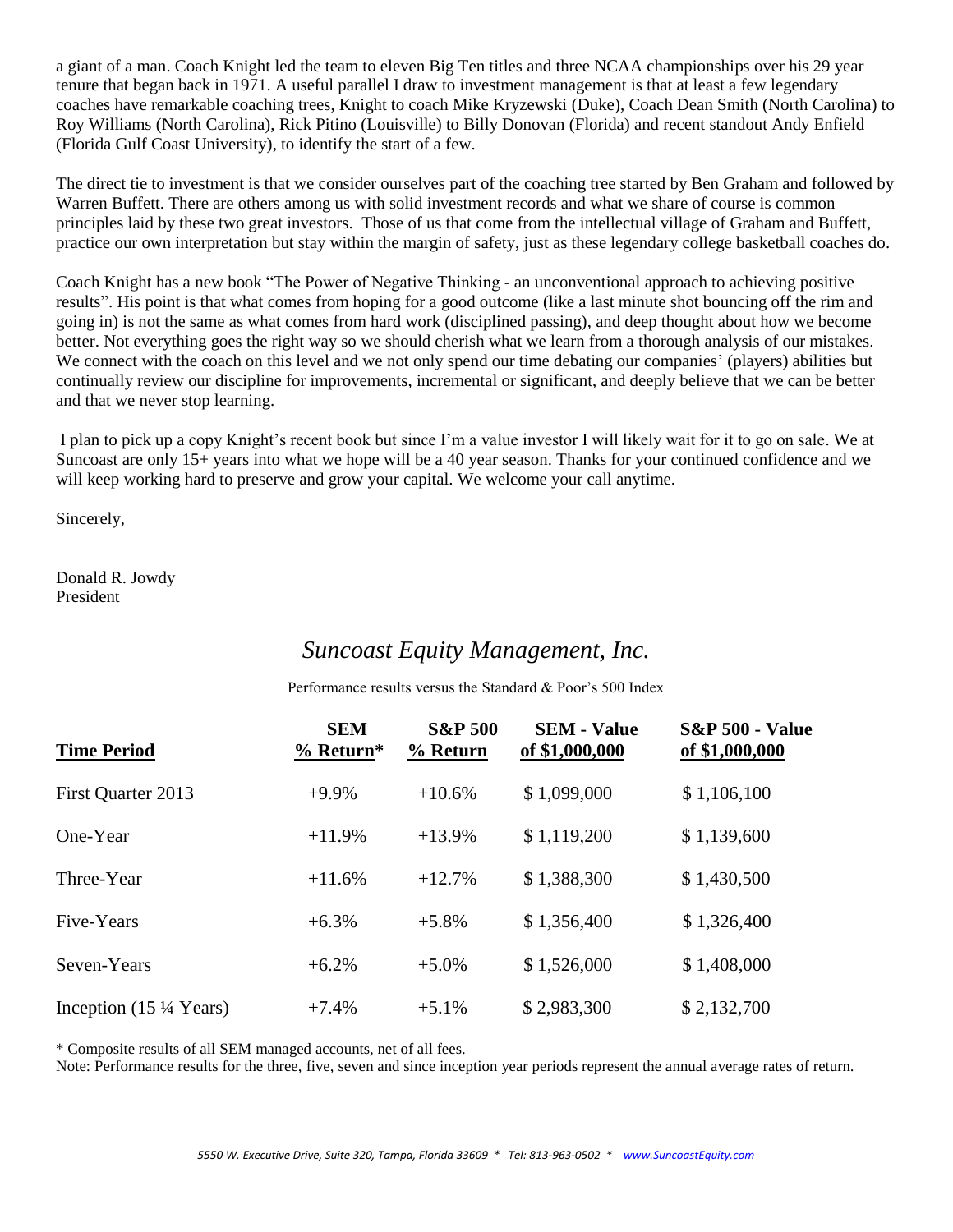a giant of a man. Coach Knight led the team to eleven Big Ten titles and three NCAA championships over his 29 year tenure that began back in 1971. A useful parallel I draw to investment management is that at least a few legendary coaches have remarkable coaching trees, Knight to coach Mike Kryzewski (Duke), Coach Dean Smith (North Carolina) to Roy Williams (North Carolina), Rick Pitino (Louisville) to Billy Donovan (Florida) and recent standout Andy Enfield (Florida Gulf Coast University), to identify the start of a few.

The direct tie to investment is that we consider ourselves part of the coaching tree started by Ben Graham and followed by Warren Buffett. There are others among us with solid investment records and what we share of course is common principles laid by these two great investors. Those of us that come from the intellectual village of Graham and Buffett, practice our own interpretation but stay within the margin of safety, just as these legendary college basketball coaches do.

Coach Knight has a new book "The Power of Negative Thinking - an unconventional approach to achieving positive results". His point is that what comes from hoping for a good outcome (like a last minute shot bouncing off the rim and going in) is not the same as what comes from hard work (disciplined passing), and deep thought about how we become better. Not everything goes the right way so we should cherish what we learn from a thorough analysis of our mistakes. We connect with the coach on this level and we not only spend our time debating our companies' (players) abilities but continually review our discipline for improvements, incremental or significant, and deeply believe that we can be better and that we never stop learning.

I plan to pick up a copy Knight's recent book but since I'm a value investor I will likely wait for it to go on sale. We at Suncoast are only 15+ years into what we hope will be a 40 year season. Thanks for your continued confidence and we will keep working hard to preserve and grow your capital. We welcome your call anytime.

Sincerely,

Donald R. Jowdy
President

## *Suncoast Equity Management, Inc.*

Performance results versus the Standard & Poor's 500 Index

| Time Period | SEM % Return* | S&P 500 % Return | SEM - Value of $1,000,000 | S&P 500 - Value of $1,000,000 |
|---|---|---|---|---|
| First Quarter 2013 | +9.9% | +10.6% | $ 1,099,000 | $ 1,106,100 |
| One-Year | +11.9% | +13.9% | $ 1,119,200 | $ 1,139,600 |
| Three-Year | +11.6% | +12.7% | $ 1,388,300 | $ 1,430,500 |
| Five-Years | +6.3% | +5.8% | $ 1,356,400 | $ 1,326,400 |
| Seven-Years | +6.2% | +5.0% | $ 1,526,000 | $ 1,408,000 |
| Inception (15 ¼ Years) | +7.4% | +5.1% | $ 2,983,300 | $ 2,132,700 |

\* Composite results of all SEM managed accounts, net of all fees.
Note: Performance results for the three, five, seven and since inception year periods represent the annual average rates of return.

*5550 W. Executive Drive, Suite 320, Tampa, Florida 33609 * Tel: 813-963-0502 * www.SuncoastEquity.com*